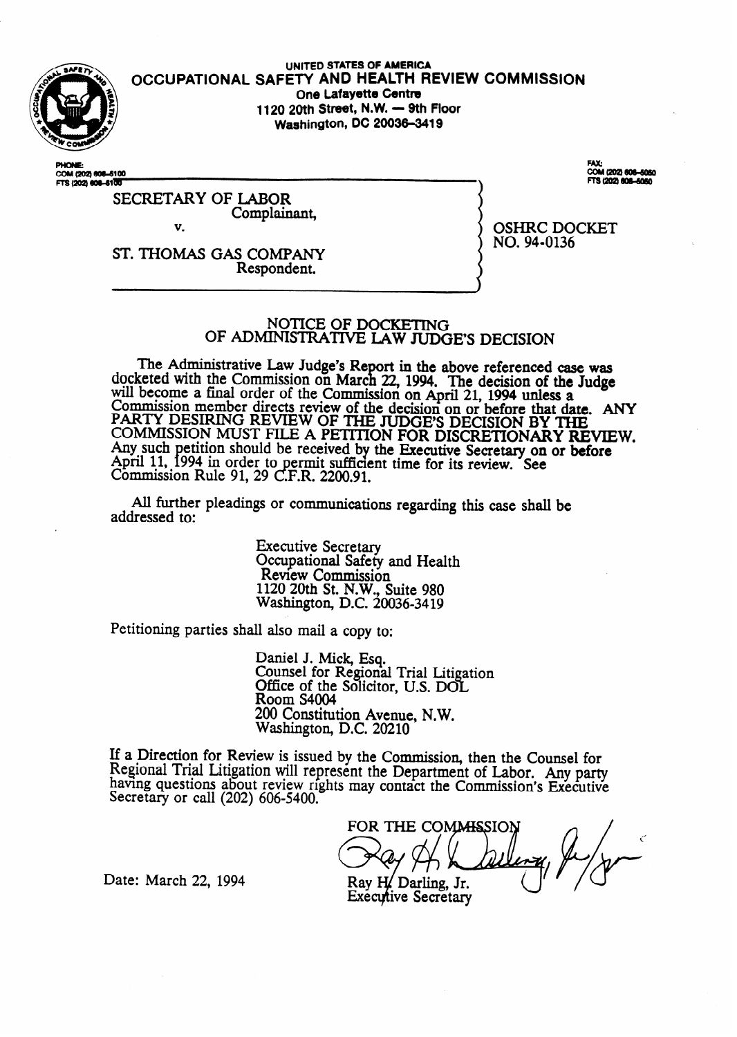UNITED STATES OF AMERICA

# OCCUPATIONAL SAFETY AND HEALTH REVIEW COMMISSION

One Lafayette Centre
1120 20th Street, N.W. — 9th Floor
Washington, DC 20036-3419

PHONE:
COM (202) 606-5100
FTS (202) 606-5100

FAX:
COM (202) 606-5050
FTS (202) 606-5050

SECRETARY OF LABOR
Complainant,

v.

ST. THOMAS GAS COMPANY
Respondent.

OSHRC DOCKET
NO. 94-0136

## NOTICE OF DOCKETING OF ADMINISTRATIVE LAW JUDGE'S DECISION

The Administrative Law Judge's Report in the above referenced case was docketed with the Commission on March 22, 1994. The decision of the Judge will become a final order of the Commission on April 21, 1994 unless a Commission member directs review of the decision on or before that date. ANY PARTY DESIRING REVIEW OF THE JUDGE'S DECISION BY THE COMMISSION MUST FILE A PETITION FOR DISCRETIONARY REVIEW. Any such petition should be received by the Executive Secretary on or before April 11, 1994 in order to permit sufficient time for its review. See Commission Rule 91, 29 C.F.R. 2200.91.

All further pleadings or communications regarding this case shall be addressed to:

Executive Secretary
Occupational Safety and Health
Review Commission
1120 20th St. N.W., Suite 980
Washington, D.C. 20036-3419

Petitioning parties shall also mail a copy to:

Daniel J. Mick, Esq.
Counsel for Regional Trial Litigation
Office of the Solicitor, U.S. DOL
Room S4004
200 Constitution Avenue, N.W.
Washington, D.C. 20210

If a Direction for Review is issued by the Commission, then the Counsel for Regional Trial Litigation will represent the Department of Labor. Any party having questions about review rights may contact the Commission's Executive Secretary or call (202) 606-5400.

FOR THE COMMISSION

Ray H. Darling, Jr.
Executive Secretary

Date: March 22, 1994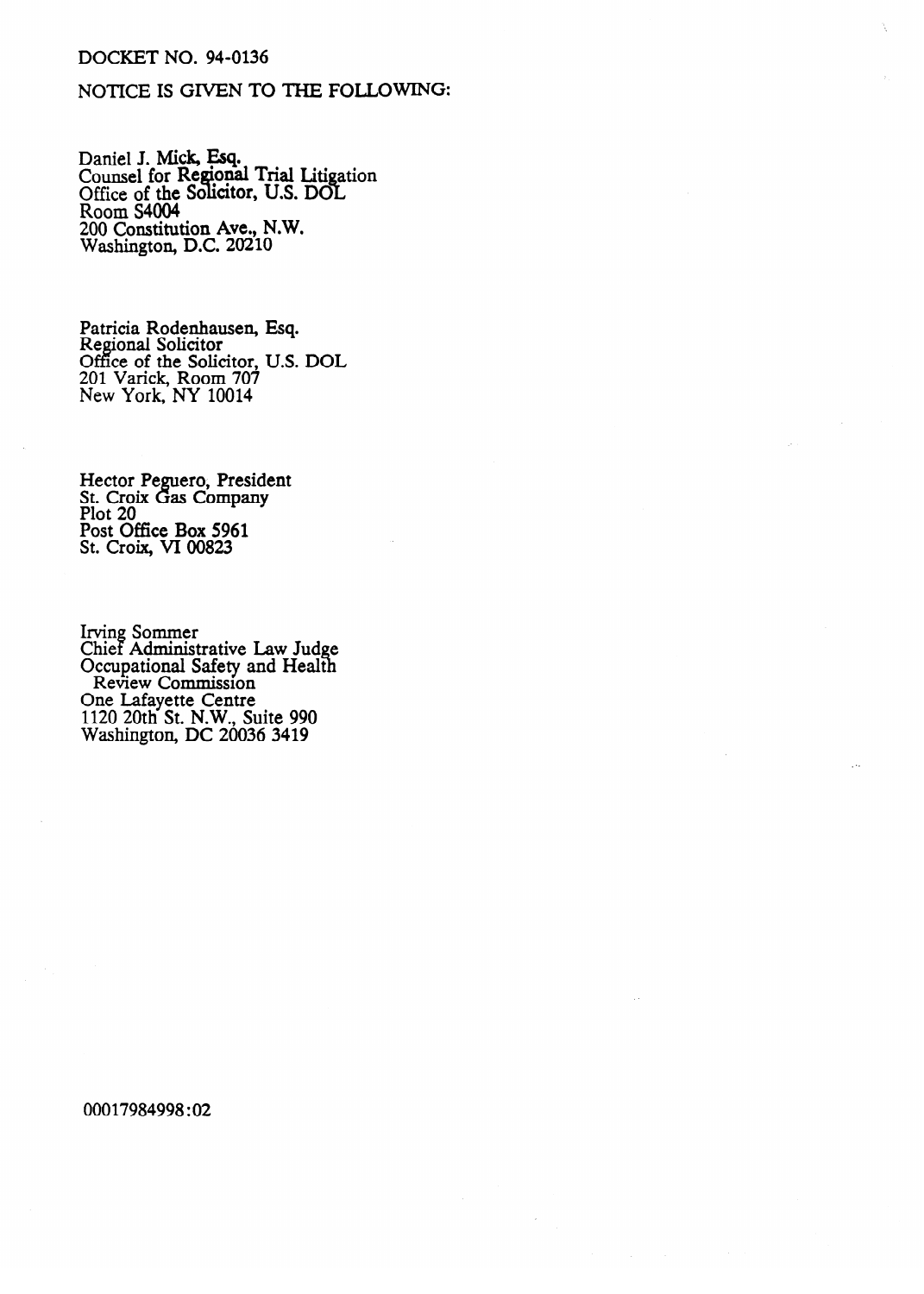DOCKET NO. 94-0136

NOTICE IS GIVEN TO THE FOLLOWING:

Daniel J. Mick, Esq.
Counsel for Regional Trial Litigation
Office of the Solicitor, U.S. DOL
Room S4004
200 Constitution Ave., N.W.
Washington, D.C. 20210

Patricia Rodenhausen, Esq.
Regional Solicitor
Office of the Solicitor, U.S. DOL
201 Varick, Room 707
New York, NY 10014

Hector Peguero, President
St. Croix Gas Company
Plot 20
Post Office Box 5961
St. Croix, VI 00823

Irving Sommer
Chief Administrative Law Judge
Occupational Safety and Health
Review Commission
One Lafayette Centre
1120 20th St. N.W., Suite 990
Washington, DC 20036 3419

00017984998:02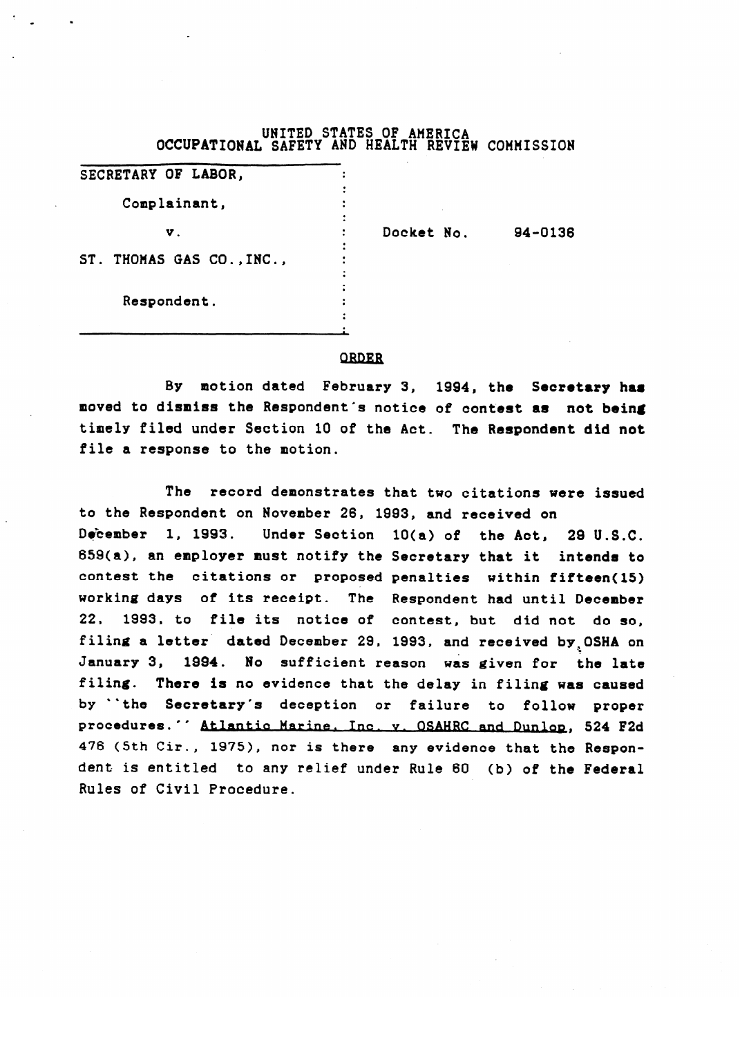UNITED STATES OF AMERICA
OCCUPATIONAL SAFETY AND HEALTH REVIEW COMMISSION

| | | |
|---|---|---|
| SECRETARY OF LABOR, | : | |
| Complainant, | : | |
| v. | : | Docket No. 94-0136 |
| ST. THOMAS GAS CO.,INC., | : | |
| Respondent. | : | |

## ORDER

By motion dated February 3, 1994, the Secretary has moved to dismiss the Respondent's notice of contest as not being timely filed under Section 10 of the Act. The Respondent did not file a response to the motion.

The record demonstrates that two citations were issued to the Respondent on November 26, 1993, and received on December 1, 1993. Under Section 10(a) of the Act, 29 U.S.C. 659(a), an employer must notify the Secretary that it intends to contest the citations or proposed penalties within fifteen(15) working days of its receipt. The Respondent had until December 22, 1993, to file its notice of contest, but did not do so, filing a letter dated December 29, 1993, and received by OSHA on January 3, 1994. No sufficient reason was given for the late filing. There is no evidence that the delay in filing was caused by ``the Secretary's deception or failure to follow proper procedures.'' Atlantic Marine, Inc. v. OSAHRC and Dunlop, 524 F2d 476 (5th Cir., 1975), nor is there any evidence that the Respondent is entitled to any relief under Rule 60 (b) of the Federal Rules of Civil Procedure.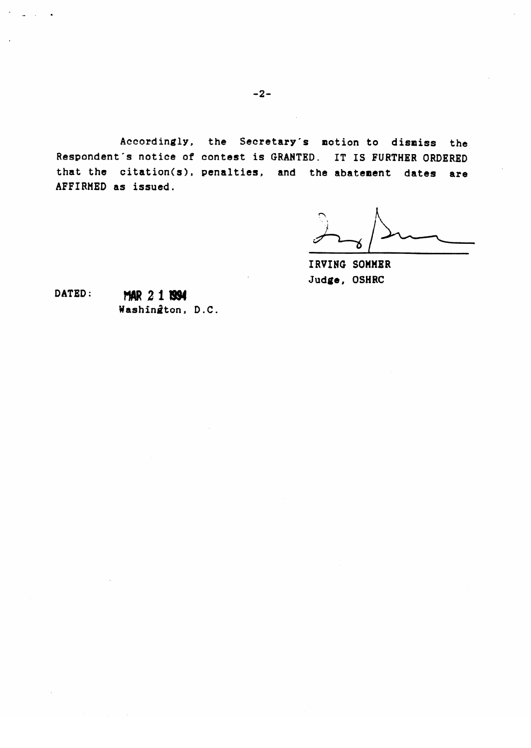Accordingly, the Secretary's motion to dismiss the Respondent's notice of contest is GRANTED. IT IS FURTHER ORDERED that the citation(s), penalties, and the abatement dates are AFFIRMED as issued.

IRVING SOMMER
Judge, OSHRC

DATED: MAR 21 1994
Washington, D.C.